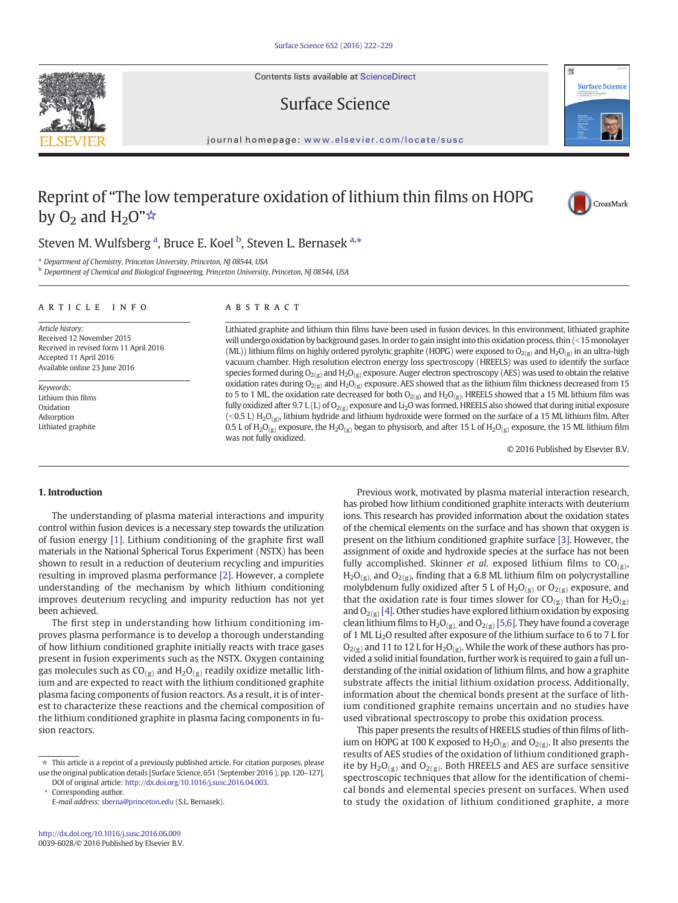# Reprint of "The low temperature oxidation of lithium thin films on HOPG by $O_2$ and $H_2O$"☆

Steven M. Wulfsberg [a], Bruce E. Koel [b], Steven L. Bernasek [a,*]

[a] Department of Chemistry, Princeton University, Princeton, NJ 08544, USA
[b] Department of Chemical and Biological Engineering, Princeton University, Princeton, NJ 08544, USA

## ARTICLE INFO

*Article history:*
Received 12 November 2015
Received in revised form 11 April 2016
Accepted 11 April 2016
Available online 23 June 2016

*Keywords:*
Lithium thin films
Oxidation
Adsorption
Lithiated graphite

## ABSTRACT

Lithiated graphite and lithium thin films have been used in fusion devices. In this environment, lithiated graphite will undergo oxidation by background gases. In order to gain insight into this oxidation process, thin (<15 monolayer (ML)) lithium films on highly ordered pyrolytic graphite (HOPG) were exposed to $O_{2(g)}$ and $H_2O_{(g)}$ in an ultra-high vacuum chamber. High resolution electron energy loss spectroscopy (HREELS) was used to identify the surface species formed during $O_{2(g)}$ and $H_2O_{(g)}$ exposure. Auger electron spectroscopy (AES) was used to obtain the relative oxidation rates during $O_{2(g)}$ and $H_2O_{(g)}$ exposure. AES showed that as the lithium film thickness decreased from 15 to 5 to 1 ML, the oxidation rate decreased for both $O_{2(g)}$ and $H_2O_{(g)}$. HREELS showed that a 15 ML lithium film was fully oxidized after 9.7 L (L) of $O_{2(g)}$ exposure and $Li_2O$ was formed. HREELS also showed that during initial exposure (<0.5 L) $H_2O_{(g)}$, lithium hydride and lithium hydroxide were formed on the surface of a 15 ML lithium film. After 0.5 L of $H_2O_{(g)}$ exposure, the $H_2O_{(g)}$ began to physisorb, and after 15 L of $H_2O_{(g)}$ exposure, the 15 ML lithium film was not fully oxidized.

© 2016 Published by Elsevier B.V.

## 1. Introduction

The understanding of plasma material interactions and impurity control within fusion devices is a necessary step towards the utilization of fusion energy [1]. Lithium conditioning of the graphite first wall materials in the National Spherical Torus Experiment (NSTX) has been shown to result in a reduction of deuterium recycling and impurities resulting in improved plasma performance [2]. However, a complete understanding of the mechanism by which lithium conditioning improves deuterium recycling and impurity reduction has not yet been achieved.

The first step in understanding how lithium conditioning improves plasma performance is to develop a thorough understanding of how lithium conditioned graphite initially reacts with trace gases present in fusion experiments such as the NSTX. Oxygen containing gas molecules such as $CO_{(g)}$ and $H_2O_{(g)}$ readily oxidize metallic lithium and are expected to react with the lithium conditioned graphite plasma facing components of fusion reactors. As a result, it is of interest to characterize these reactions and the chemical composition of the lithium conditioned graphite in plasma facing components in fusion reactors.

Previous work, motivated by plasma material interaction research, has probed how lithium conditioned graphite interacts with deuterium ions. This research has provided information about the oxidation states of the chemical elements on the surface and has shown that oxygen is present on the lithium conditioned graphite surface [3]. However, the assignment of oxide and hydroxide species at the surface has not been fully accomplished. Skinner *et al.* exposed lithium films to $CO_{(g)}$, $H_2O_{(g)}$, and $O_{2(g)}$, finding that a 6.8 ML lithium film on polycrystalline molybdenum fully oxidized after 5 L of $H_2O_{(g)}$ or $O_{2(g)}$ exposure, and that the oxidation rate is four times slower for $CO_{(g)}$ than for $H_2O_{(g)}$ and $O_{2(g)}$ [4]. Other studies have explored lithium oxidation by exposing clean lithium films to $H_2O_{(g)}$, and $O_{2(g)}$ [5,6]. They have found a coverage of 1 ML $Li_2O$ resulted after exposure of the lithium surface to 6 to 7 L for $O_{2(g)}$ and 11 to 12 L for $H_2O_{(g)}$. While the work of these authors has provided a solid initial foundation, further work is required to gain a full understanding of the initial oxidation of lithium films, and how a graphite substrate affects the initial lithium oxidation process. Additionally, information about the chemical bonds present at the surface of lithium conditioned graphite remains uncertain and no studies have used vibrational spectroscopy to probe this oxidation process.

This paper presents the results of HREELS studies of thin films of lithium on HOPG at 100 K exposed to $H_2O_{(g)}$ and $O_{2(g)}$. It also presents the results of AES studies of the oxidation of lithium conditioned graphite by $H_2O_{(g)}$ and $O_{2(g)}$. Both HREELS and AES are surface sensitive spectroscopic techniques that allow for the identification of chemical bonds and elemental species present on surfaces. When used to study the oxidation of lithium conditioned graphite, a more

☆ This article is a reprint of a previously published article. For citation purposes, please use the original publication details [Surface Science, 651 (September 2016 ), pp. 120–127]. DOI of original article: http://dx.doi.org/10.1016/j.susc.2016.04.003.

* Corresponding author.
*E-mail address:* sberna@princeton.edu (S.L. Bernasek).

http://dx.doi.org/10.1016/j.susc.2016.06.009
0039-6028/© 2016 Published by Elsevier B.V.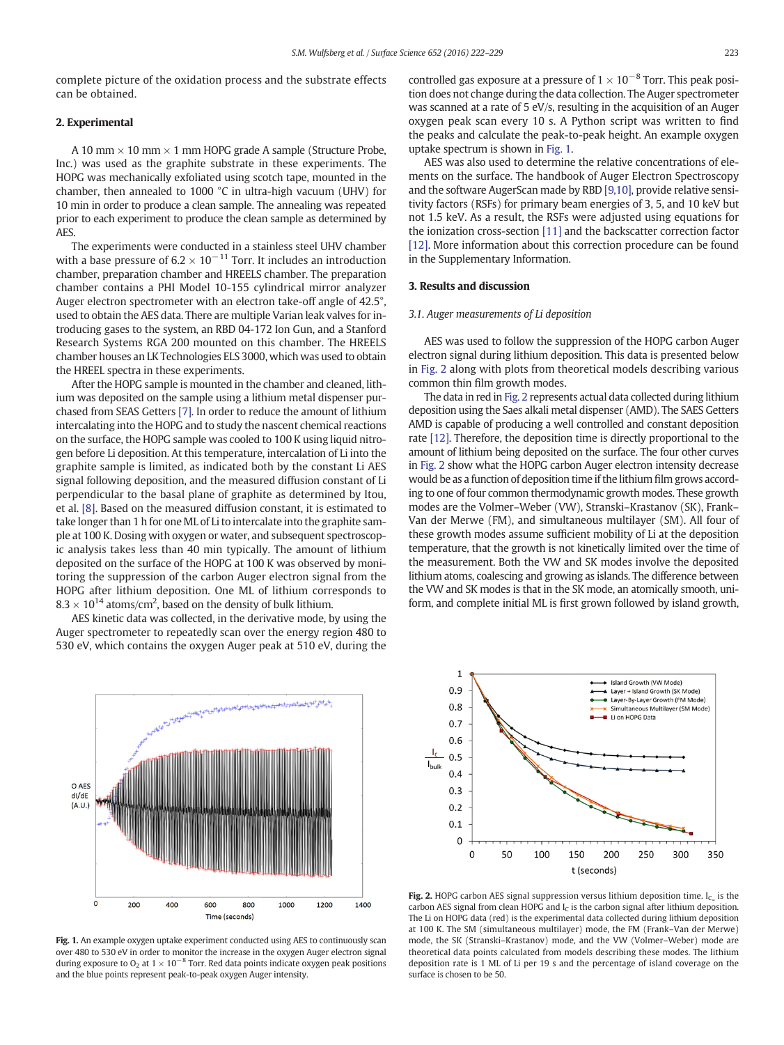complete picture of the oxidation process and the substrate effects can be obtained.

## 2. Experimental

A 10 mm × 10 mm × 1 mm HOPG grade A sample (Structure Probe, Inc.) was used as the graphite substrate in these experiments. The HOPG was mechanically exfoliated using scotch tape, mounted in the chamber, then annealed to 1000 °C in ultra-high vacuum (UHV) for 10 min in order to produce a clean sample. The annealing was repeated prior to each experiment to produce the clean sample as determined by AES.

The experiments were conducted in a stainless steel UHV chamber with a base pressure of $6.2 \times 10^{-11}$ Torr. It includes an introduction chamber, preparation chamber and HREELS chamber. The preparation chamber contains a PHI Model 10-155 cylindrical mirror analyzer Auger electron spectrometer with an electron take-off angle of 42.5°, used to obtain the AES data. There are multiple Varian leak valves for introducing gases to the system, an RBD 04-172 Ion Gun, and a Stanford Research Systems RGA 200 mounted on this chamber. The HREELS chamber houses an LK Technologies ELS 3000, which was used to obtain the HREEL spectra in these experiments.

After the HOPG sample is mounted in the chamber and cleaned, lithium was deposited on the sample using a lithium metal dispenser purchased from SEAS Getters [7]. In order to reduce the amount of lithium intercalating into the HOPG and to study the nascent chemical reactions on the surface, the HOPG sample was cooled to 100 K using liquid nitrogen before Li deposition. At this temperature, intercalation of Li into the graphite sample is limited, as indicated both by the constant Li AES signal following deposition, and the measured diffusion constant of Li perpendicular to the basal plane of graphite as determined by Itou, et al. [8]. Based on the measured diffusion constant, it is estimated to take longer than 1 h for one ML of Li to intercalate into the graphite sample at 100 K. Dosing with oxygen or water, and subsequent spectroscopic analysis takes less than 40 min typically. The amount of lithium deposited on the surface of the HOPG at 100 K was observed by monitoring the suppression of the carbon Auger electron signal from the HOPG after lithium deposition. One ML of lithium corresponds to $8.3 \times 10^{14}$ atoms/cm$^2$, based on the density of bulk lithium.

AES kinetic data was collected, in the derivative mode, by using the Auger spectrometer to repeatedly scan over the energy region 480 to 530 eV, which contains the oxygen Auger peak at 510 eV, during the controlled gas exposure at a pressure of $1 \times 10^{-8}$ Torr. This peak position does not change during the data collection. The Auger spectrometer was scanned at a rate of 5 eV/s, resulting in the acquisition of an Auger oxygen peak scan every 10 s. A Python script was written to find the peaks and calculate the peak-to-peak height. An example oxygen uptake spectrum is shown in Fig. 1.

AES was also used to determine the relative concentrations of elements on the surface. The handbook of Auger Electron Spectroscopy and the software AugerScan made by RBD [9,10], provide relative sensitivity factors (RSFs) for primary beam energies of 3, 5, and 10 keV but not 1.5 keV. As a result, the RSFs were adjusted using equations for the ionization cross-section [11] and the backscatter correction factor [12]. More information about this correction procedure can be found in the Supplementary Information.

## 3. Results and discussion

### 3.1. Auger measurements of Li deposition

AES was used to follow the suppression of the HOPG carbon Auger electron signal during lithium deposition. This data is presented below in Fig. 2 along with plots from theoretical models describing various common thin film growth modes.

The data in red in Fig. 2 represents actual data collected during lithium deposition using the Saes alkali metal dispenser (AMD). The SAES Getters AMD is capable of producing a well controlled and constant deposition rate [12]. Therefore, the deposition time is directly proportional to the amount of lithium being deposited on the surface. The four other curves in Fig. 2 show what the HOPG carbon Auger electron intensity decrease would be as a function of deposition time if the lithium film grows according to one of four common thermodynamic growth modes. These growth modes are the Volmer–Weber (VW), Stranski–Krastanov (SK), Frank–Van der Merwe (FM), and simultaneous multilayer (SM). All four of these growth modes assume sufficient mobility of Li at the deposition temperature, that the growth is not kinetically limited over the time of the measurement. Both the VW and SK modes involve the deposited lithium atoms, coalescing and growing as islands. The difference between the VW and SK modes is that in the SK mode, an atomically smooth, uniform, and complete initial ML is first grown followed by island growth,

**Fig. 1.** An example oxygen uptake experiment conducted using AES to continuously scan over 480 to 530 eV in order to monitor the increase in the oxygen Auger electron signal during exposure to $O_2$ at $1 \times 10^{-8}$ Torr. Red data points indicate oxygen peak positions and the blue points represent peak-to-peak oxygen Auger intensity.

**Fig. 2.** HOPG carbon AES signal suppression versus lithium deposition time. $I_{C\_}$ is the carbon AES signal from clean HOPG and $I_C$ is the carbon signal after lithium deposition. The Li on HOPG data (red) is the experimental data collected during lithium deposition at 100 K. The SM (simultaneous multilayer) mode, the FM (Frank–Van der Merwe) mode, the SK (Stranski–Krastanov) mode, and the VW (Volmer–Weber) mode are theoretical data points calculated from models describing these modes. The lithium deposition rate is 1 ML of Li per 19 s and the percentage of island coverage on the surface is chosen to be 50.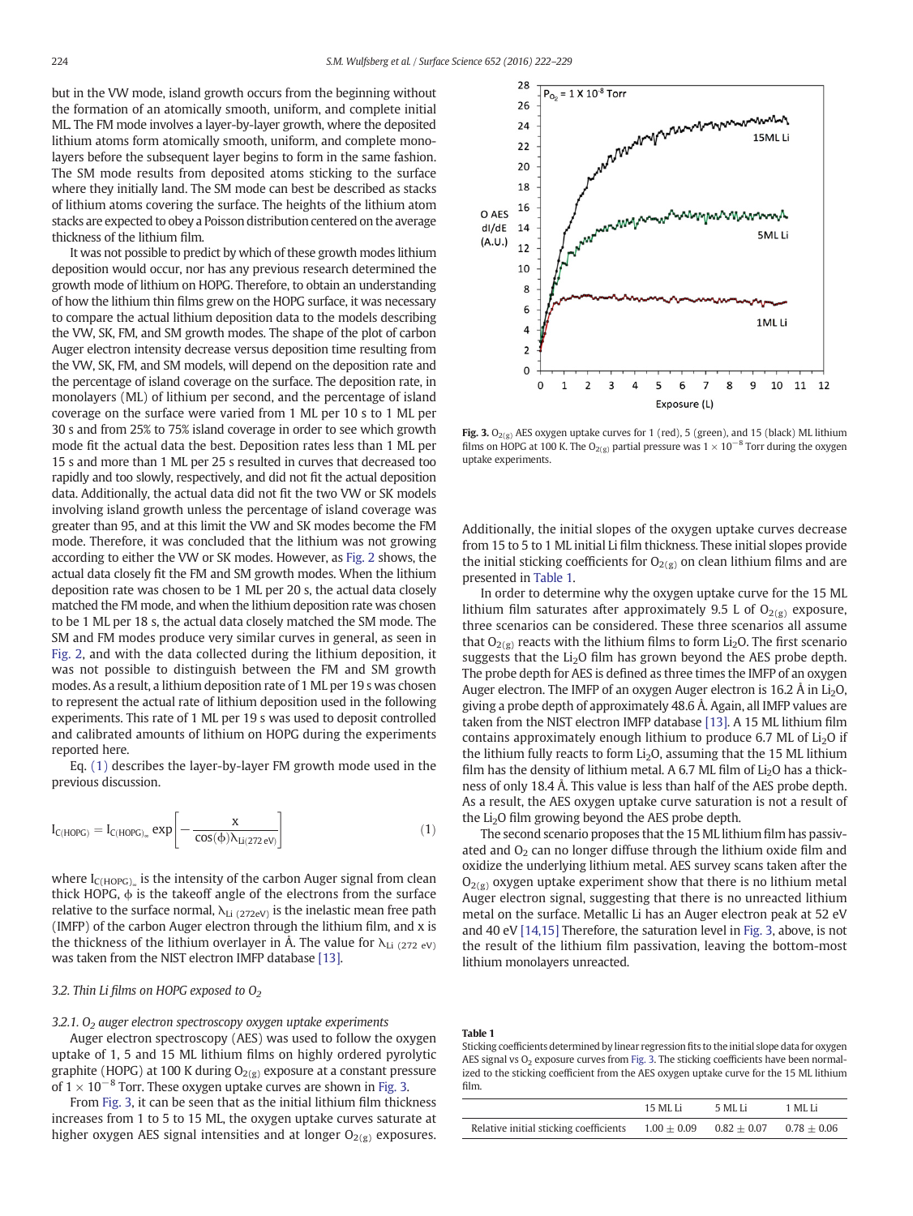but in the VW mode, island growth occurs from the beginning without the formation of an atomically smooth, uniform, and complete initial ML. The FM mode involves a layer-by-layer growth, where the deposited lithium atoms form atomically smooth, uniform, and complete monolayers before the subsequent layer begins to form in the same fashion. The SM mode results from deposited atoms sticking to the surface where they initially land. The SM mode can best be described as stacks of lithium atoms covering the surface. The heights of the lithium atom stacks are expected to obey a Poisson distribution centered on the average thickness of the lithium film.

It was not possible to predict by which of these growth modes lithium deposition would occur, nor has any previous research determined the growth mode of lithium on HOPG. Therefore, to obtain an understanding of how the lithium thin films grew on the HOPG surface, it was necessary to compare the actual lithium deposition data to the models describing the VW, SK, FM, and SM growth modes. The shape of the plot of carbon Auger electron intensity decrease versus deposition time resulting from the VW, SK, FM, and SM models, will depend on the deposition rate and the percentage of island coverage on the surface. The deposition rate, in monolayers (ML) of lithium per second, and the percentage of island coverage on the surface were varied from 1 ML per 10 s to 1 ML per 30 s and from 25% to 75% island coverage in order to see which growth mode fit the actual data the best. Deposition rates less than 1 ML per 15 s and more than 1 ML per 25 s resulted in curves that decreased too rapidly and too slowly, respectively, and did not fit the actual deposition data. Additionally, the actual data did not fit the two VW or SK models involving island growth unless the percentage of island coverage was greater than 95, and at this limit the VW and SK modes become the FM mode. Therefore, it was concluded that the lithium was not growing according to either the VW or SK modes. However, as Fig. 2 shows, the actual data closely fit the FM and SM growth modes. When the lithium deposition rate was chosen to be 1 ML per 20 s, the actual data closely matched the FM mode, and when the lithium deposition rate was chosen to be 1 ML per 18 s, the actual data closely matched the SM mode. The SM and FM modes produce very similar curves in general, as seen in Fig. 2, and with the data collected during the lithium deposition, it was not possible to distinguish between the FM and SM growth modes. As a result, a lithium deposition rate of 1 ML per 19 s was chosen to represent the actual rate of lithium deposition used in the following experiments. This rate of 1 ML per 19 s was used to deposit controlled and calibrated amounts of lithium on HOPG during the experiments reported here.

Eq. (1) describes the layer-by-layer FM growth mode used in the previous discussion.

$$I_{C(HOPG)} = I_{C(HOPG)_\infty} \exp\left[-\frac{x}{\cos(\phi)\lambda_{Li(272\,eV)}}\right] \tag{1}$$

where $I_{C(HOPG)_\infty}$ is the intensity of the carbon Auger signal from clean thick HOPG, $\phi$ is the takeoff angle of the electrons from the surface relative to the surface normal, $\lambda_{Li\,(272\,eV)}$ is the inelastic mean free path (IMFP) of the carbon Auger electron through the lithium film, and x is the thickness of the lithium overlayer in Å. The value for $\lambda_{Li\,(272\,eV)}$ was taken from the NIST electron IMFP database [13].

### 3.2. Thin Li films on HOPG exposed to $O_2$

#### 3.2.1. $O_2$ auger electron spectroscopy oxygen uptake experiments

Auger electron spectroscopy (AES) was used to follow the oxygen uptake of 1, 5 and 15 ML lithium films on highly ordered pyrolytic graphite (HOPG) at 100 K during $O_{2(g)}$ exposure at a constant pressure of $1 \times 10^{-8}$ Torr. These oxygen uptake curves are shown in Fig. 3.

From Fig. 3, it can be seen that as the initial lithium film thickness increases from 1 to 5 to 15 ML, the oxygen uptake curves saturate at higher oxygen AES signal intensities and at longer $O_{2(g)}$ exposures. Additionally, the initial slopes of the oxygen uptake curves decrease from 15 to 5 to 1 ML initial Li film thickness. These initial slopes provide the initial sticking coefficients for $O_{2(g)}$ on clean lithium films and are presented in Table 1.

$P_{O_2} = 1 \times 10^{-8}$ Torr
O AES dI/dE (A.U.)
Exposure (L)
15ML Li
5ML Li
1ML Li

**Fig. 3.** $O_{2(g)}$ AES oxygen uptake curves for 1 (red), 5 (green), and 15 (black) ML lithium films on HOPG at 100 K. The $O_{2(g)}$ partial pressure was $1 \times 10^{-8}$ Torr during the oxygen uptake experiments.

In order to determine why the oxygen uptake curve for the 15 ML lithium film saturates after approximately 9.5 L of $O_{2(g)}$ exposure, three scenarios can be considered. These three scenarios all assume that $O_{2(g)}$ reacts with the lithium films to form $Li_2O$. The first scenario suggests that the $Li_2O$ film has grown beyond the AES probe depth. The probe depth for AES is defined as three times the IMFP of an oxygen Auger electron. The IMFP of an oxygen Auger electron is 16.2 Å in $Li_2O$, giving a probe depth of approximately 48.6 Å. Again, all IMFP values are taken from the NIST electron IMFP database [13]. A 15 ML lithium film contains approximately enough lithium to produce 6.7 ML of $Li_2O$ if the lithium fully reacts to form $Li_2O$, assuming that the 15 ML lithium film has the density of lithium metal. A 6.7 ML film of $Li_2O$ has a thickness of only 18.4 Å. This value is less than half of the AES probe depth. As a result, the AES oxygen uptake curve saturation is not a result of the $Li_2O$ film growing beyond the AES probe depth.

The second scenario proposes that the 15 ML lithium film has passivated and $O_2$ can no longer diffuse through the lithium oxide film and oxidize the underlying lithium metal. AES survey scans taken after the $O_{2(g)}$ oxygen uptake experiment show that there is no lithium metal Auger electron signal, suggesting that there is no unreacted lithium metal on the surface. Metallic Li has an Auger electron peak at 52 eV and 40 eV [14,15] Therefore, the saturation level in Fig. 3, above, is not the result of the lithium film passivation, leaving the bottom-most lithium monolayers unreacted.

**Table 1**
Sticking coefficients determined by linear regression fits to the initial slope data for oxygen AES signal vs $O_2$ exposure curves from Fig. 3. The sticking coefficients have been normalized to the sticking coefficient from the AES oxygen uptake curve for the 15 ML lithium film.

| | 15 ML Li | 5 ML Li | 1 ML Li |
|---|---|---|---|
| Relative initial sticking coefficients | 1.00 ± 0.09 | 0.82 ± 0.07 | 0.78 ± 0.06 |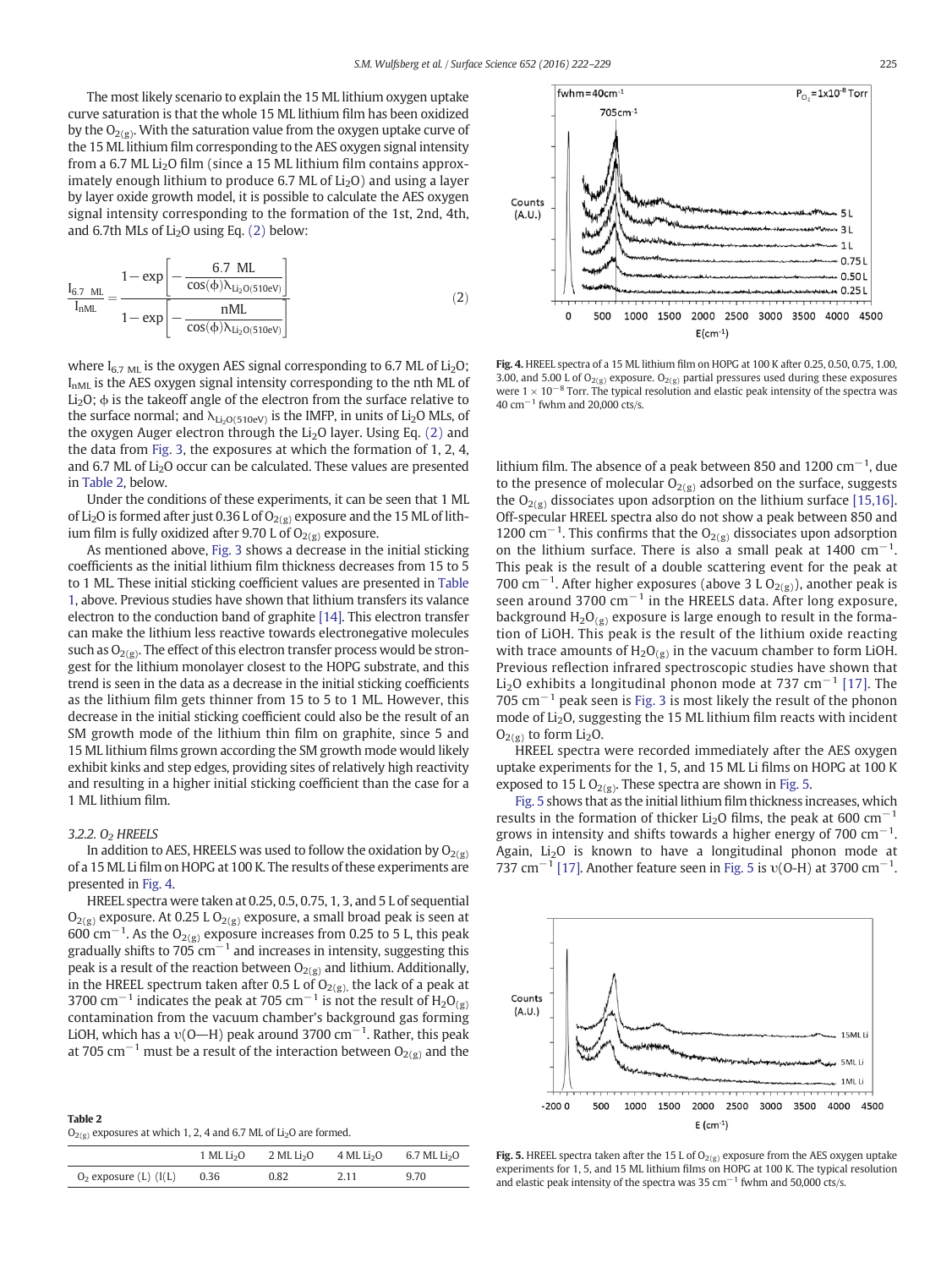The most likely scenario to explain the 15 ML lithium oxygen uptake curve saturation is that the whole 15 ML lithium film has been oxidized by the $O_{2(g)}$. With the saturation value from the oxygen uptake curve of the 15 ML lithium film corresponding to the AES oxygen signal intensity from a 6.7 ML $Li_2O$ film (since a 15 ML lithium film contains approximately enough lithium to produce 6.7 ML of $Li_2O$) and using a layer by layer oxide growth model, it is possible to calculate the AES oxygen signal intensity corresponding to the formation of the 1st, 2nd, 4th, and 6.7th MLs of $Li_2O$ using Eq. (2) below:

$$\frac{I_{6.7\ ML}}{I_{nML}} = \frac{1 - \exp\left[-\frac{6.7\ ML}{\cos(\phi)\lambda_{Li_2O(510eV)}}\right]}{1 - \exp\left[-\frac{nML}{\cos(\phi)\lambda_{Li_2O(510eV)}}\right]} \tag{2}$$

where $I_{6.7\ ML}$ is the oxygen AES signal corresponding to 6.7 ML of $Li_2O$; $I_{nML}$ is the AES oxygen signal intensity corresponding to the nth ML of $Li_2O$; $\phi$ is the takeoff angle of the electron from the surface relative to the surface normal; and $\lambda_{Li_2O(510eV)}$ is the IMFP, in units of $Li_2O$ MLs, of the oxygen Auger electron through the $Li_2O$ layer. Using Eq. (2) and the data from Fig. 3, the exposures at which the formation of 1, 2, 4, and 6.7 ML of $Li_2O$ occur can be calculated. These values are presented in Table 2, below.

Under the conditions of these experiments, it can be seen that 1 ML of $Li_2O$ is formed after just 0.36 L of $O_{2(g)}$ exposure and the 15 ML of lithium film is fully oxidized after 9.70 L of $O_{2(g)}$ exposure.

As mentioned above, Fig. 3 shows a decrease in the initial sticking coefficients as the initial lithium film thickness decreases from 15 to 5 to 1 ML. These initial sticking coefficient values are presented in Table 1, above. Previous studies have shown that lithium transfers its valance electron to the conduction band of graphite [14]. This electron transfer can make the lithium less reactive towards electronegative molecules such as $O_{2(g)}$. The effect of this electron transfer process would be strongest for the lithium monolayer closest to the HOPG substrate, and this trend is seen in the data as a decrease in the initial sticking coefficients as the lithium film gets thinner from 15 to 5 to 1 ML. However, this decrease in the initial sticking coefficient could also be the result of an SM growth mode of the lithium thin film on graphite, since 5 and 15 ML lithium films grown according the SM growth mode would likely exhibit kinks and step edges, providing sites of relatively high reactivity and resulting in a higher initial sticking coefficient than the case for a 1 ML lithium film.

### 3.2.2. $O_2$ HREELS

In addition to AES, HREELS was used to follow the oxidation by $O_{2(g)}$ of a 15 ML Li film on HOPG at 100 K. The results of these experiments are presented in Fig. 4.

HREEL spectra were taken at 0.25, 0.5, 0.75, 1, 3, and 5 L of sequential $O_{2(g)}$ exposure. At 0.25 L $O_{2(g)}$ exposure, a small broad peak is seen at 600 $cm^{-1}$. As the $O_{2(g)}$ exposure increases from 0.25 to 5 L, this peak gradually shifts to 705 $cm^{-1}$ and increases in intensity, suggesting this peak is a result of the reaction between $O_{2(g)}$ and lithium. Additionally, in the HREEL spectrum taken after 0.5 L of $O_{2(g)}$, the lack of a peak at 3700 $cm^{-1}$ indicates the peak at 705 $cm^{-1}$ is not the result of $H_2O_{(g)}$ contamination from the vacuum chamber's background gas forming LiOH, which has a υ(O—H) peak around 3700 $cm^{-1}$. Rather, this peak at 705 $cm^{-1}$ must be a result of the interaction between $O_{2(g)}$ and the lithium film. The absence of a peak between 850 and 1200 $cm^{-1}$, due to the presence of molecular $O_{2(g)}$ adsorbed on the surface, suggests the $O_{2(g)}$ dissociates upon adsorption on the lithium surface [15,16]. Off-specular HREEL spectra also do not show a peak between 850 and 1200 $cm^{-1}$. This confirms that the $O_{2(g)}$ dissociates upon adsorption on the lithium surface. There is also a small peak at 1400 $cm^{-1}$. This peak is the result of a double scattering event for the peak at 700 $cm^{-1}$. After higher exposures (above 3 L $O_{2(g)}$), another peak is seen around 3700 $cm^{-1}$ in the HREELS data. After long exposure, background $H_2O_{(g)}$ exposure is large enough to result in the formation of LiOH. This peak is the result of the lithium oxide reacting with trace amounts of $H_2O_{(g)}$ in the vacuum chamber to form LiOH. Previous reflection infrared spectroscopic studies have shown that $Li_2O$ exhibits a longitudinal phonon mode at 737 $cm^{-1}$ [17]. The 705 $cm^{-1}$ peak seen is Fig. 3 is most likely the result of the phonon mode of $Li_2O$, suggesting the 15 ML lithium film reacts with incident $O_{2(g)}$ to form $Li_2O$.

Table 2
$O_{2(g)}$ exposures at which 1, 2, 4 and 6.7 ML of $Li_2O$ are formed.

| | 1 ML $Li_2O$ | 2 ML $Li_2O$ | 4 ML $Li_2O$ | 6.7 ML $Li_2O$ |
|---|---|---|---|---|
| $O_2$ exposure (L) (I(L) | 0.36 | 0.82 | 2.11 | 9.70 |

Fig. 4. HREEL spectra of a 15 ML lithium film on HOPG at 100 K after 0.25, 0.50, 0.75, 1.00, 3.00, and 5.00 L of $O_{2(g)}$ exposure. $O_{2(g)}$ partial pressures used during these exposures were $1 \times 10^{-8}$ Torr. The typical resolution and elastic peak intensity of the spectra was 40 $cm^{-1}$ fwhm and 20,000 cts/s.

HREEL spectra were recorded immediately after the AES oxygen uptake experiments for the 1, 5, and 15 ML Li films on HOPG at 100 K exposed to 15 L $O_{2(g)}$. These spectra are shown in Fig. 5.

Fig. 5 shows that as the initial lithium film thickness increases, which results in the formation of thicker $Li_2O$ films, the peak at 600 $cm^{-1}$ grows in intensity and shifts towards a higher energy of 700 $cm^{-1}$. Again, $Li_2O$ is known to have a longitudinal phonon mode at 737 $cm^{-1}$ [17]. Another feature seen in Fig. 5 is υ(O-H) at 3700 $cm^{-1}$.

Fig. 5. HREEL spectra taken after the 15 L of $O_{2(g)}$ exposure from the AES oxygen uptake experiments for 1, 5, and 15 ML lithium films on HOPG at 100 K. The typical resolution and elastic peak intensity of the spectra was 35 $cm^{-1}$ fwhm and 50,000 cts/s.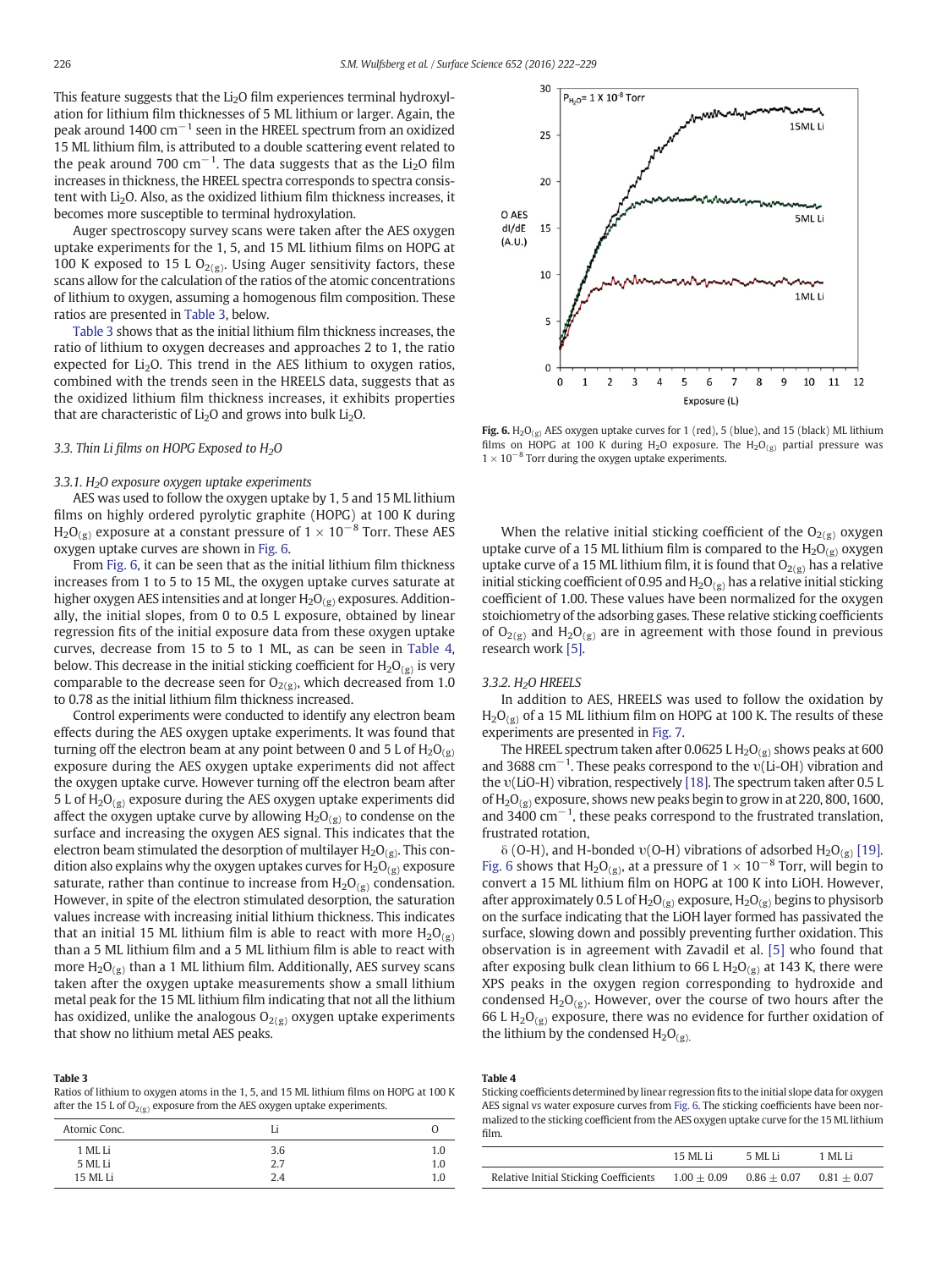This feature suggests that the $Li_2O$ film experiences terminal hydroxylation for lithium film thicknesses of 5 ML lithium or larger. Again, the peak around 1400 $cm^{-1}$ seen in the HREEL spectrum from an oxidized 15 ML lithium film, is attributed to a double scattering event related to the peak around 700 $cm^{-1}$. The data suggests that as the $Li_2O$ film increases in thickness, the HREEL spectra corresponds to spectra consistent with $Li_2O$. Also, as the oxidized lithium film thickness increases, it becomes more susceptible to terminal hydroxylation.

Auger spectroscopy survey scans were taken after the AES oxygen uptake experiments for the 1, 5, and 15 ML lithium films on HOPG at 100 K exposed to 15 L $O_{2(g)}$. Using Auger sensitivity factors, these scans allow for the calculation of the ratios of the atomic concentrations of lithium to oxygen, assuming a homogenous film composition. These ratios are presented in Table 3, below.

Table 3 shows that as the initial lithium film thickness increases, the ratio of lithium to oxygen decreases and approaches 2 to 1, the ratio expected for $Li_2O$. This trend in the AES lithium to oxygen ratios, combined with the trends seen in the HREELS data, suggests that as the oxidized lithium film thickness increases, it exhibits properties that are characteristic of $Li_2O$ and grows into bulk $Li_2O$.

### 3.3. Thin Li films on HOPG Exposed to $H_2O$

#### 3.3.1. $H_2O$ exposure oxygen uptake experiments

AES was used to follow the oxygen uptake by 1, 5 and 15 ML lithium films on highly ordered pyrolytic graphite (HOPG) at 100 K during $H_2O_{(g)}$ exposure at a constant pressure of $1 \times 10^{-8}$ Torr. These AES oxygen uptake curves are shown in Fig. 6.

From Fig. 6, it can be seen that as the initial lithium film thickness increases from 1 to 5 to 15 ML, the oxygen uptake curves saturate at higher oxygen AES intensities and at longer $H_2O_{(g)}$ exposures. Additionally, the initial slopes, from 0 to 0.5 L exposure, obtained by linear regression fits of the initial exposure data from these oxygen uptake curves, decrease from 15 to 5 to 1 ML, as can be seen in Table 4, below. This decrease in the initial sticking coefficient for $H_2O_{(g)}$ is very comparable to the decrease seen for $O_{2(g)}$, which decreased from 1.0 to 0.78 as the initial lithium film thickness increased.

Control experiments were conducted to identify any electron beam effects during the AES oxygen uptake experiments. It was found that turning off the electron beam at any point between 0 and 5 L of $H_2O_{(g)}$ exposure during the AES oxygen uptake experiments did not affect the oxygen uptake curve. However turning off the electron beam after 5 L of $H_2O_{(g)}$ exposure during the AES oxygen uptake experiments did affect the oxygen uptake curve by allowing $H_2O_{(g)}$ to condense on the surface and increasing the oxygen AES signal. This indicates that the electron beam stimulated the desorption of multilayer $H_2O_{(g)}$. This condition also explains why the oxygen uptakes curves for $H_2O_{(g)}$ exposure saturate, rather than continue to increase from $H_2O_{(g)}$ condensation. However, in spite of the electron stimulated desorption, the saturation values increase with increasing initial lithium thickness. This indicates that an initial 15 ML lithium film is able to react with more $H_2O_{(g)}$ than a 5 ML lithium film and a 5 ML lithium film is able to react with more $H_2O_{(g)}$ than a 1 ML lithium film. Additionally, AES survey scans taken after the oxygen uptake measurements show a small lithium metal peak for the 15 ML lithium film indicating that not all the lithium has oxidized, unlike the analogous $O_{2(g)}$ oxygen uptake experiments that show no lithium metal AES peaks.

**Table 3**
Ratios of lithium to oxygen atoms in the 1, 5, and 15 ML lithium films on HOPG at 100 K after the 15 L of $O_{2(g)}$ exposure from the AES oxygen uptake experiments.

| Atomic Conc. | Li | O |
|---|---|---|
| 1 ML Li | 3.6 | 1.0 |
| 5 ML Li | 2.7 | 1.0 |
| 15 ML Li | 2.4 | 1.0 |

**Fig. 6.** $H_2O_{(g)}$ AES oxygen uptake curves for 1 (red), 5 (blue), and 15 (black) ML lithium films on HOPG at 100 K during $H_2O$ exposure. The $H_2O_{(g)}$ partial pressure was $1 \times 10^{-8}$ Torr during the oxygen uptake experiments.

When the relative initial sticking coefficient of the $O_{2(g)}$ oxygen uptake curve of a 15 ML lithium film is compared to the $H_2O_{(g)}$ oxygen uptake curve of a 15 ML lithium film, it is found that $O_{2(g)}$ has a relative initial sticking coefficient of 0.95 and $H_2O_{(g)}$ has a relative initial sticking coefficient of 1.00. These values have been normalized for the oxygen stoichiometry of the adsorbing gases. These relative sticking coefficients of $O_{2(g)}$ and $H_2O_{(g)}$ are in agreement with those found in previous research work [5].

#### 3.3.2. $H_2O$ HREELS

In addition to AES, HREELS was used to follow the oxidation by $H_2O_{(g)}$ of a 15 ML lithium film on HOPG at 100 K. The results of these experiments are presented in Fig. 7.

The HREEL spectrum taken after 0.0625 L $H_2O_{(g)}$ shows peaks at 600 and 3688 $cm^{-1}$. These peaks correspond to the υ(Li-OH) vibration and the υ(LiO-H) vibration, respectively [18]. The spectrum taken after 0.5 L of $H_2O_{(g)}$ exposure, shows new peaks begin to grow in at 220, 800, 1600, and 3400 $cm^{-1}$, these peaks correspond to the frustrated translation, frustrated rotation,

δ (O-H), and H-bonded υ(O-H) vibrations of adsorbed $H_2O_{(g)}$ [19]. Fig. 6 shows that $H_2O_{(g)}$, at a pressure of $1 \times 10^{-8}$ Torr, will begin to convert a 15 ML lithium film on HOPG at 100 K into LiOH. However, after approximately 0.5 L of $H_2O_{(g)}$ exposure, $H_2O_{(g)}$ begins to physisorb on the surface indicating that the LiOH layer formed has passivated the surface, slowing down and possibly preventing further oxidation. This observation is in agreement with Zavadil et al. [5] who found that after exposing bulk clean lithium to 66 L $H_2O_{(g)}$ at 143 K, there were XPS peaks in the oxygen region corresponding to hydroxide and condensed $H_2O_{(g)}$. However, over the course of two hours after the 66 L $H_2O_{(g)}$ exposure, there was no evidence for further oxidation of the lithium by the condensed $H_2O_{(g)}$.

**Table 4**
Sticking coefficients determined by linear regression fits to the initial slope data for oxygen AES signal vs water exposure curves from Fig. 6. The sticking coefficients have been normalized to the sticking coefficient from the AES oxygen uptake curve for the 15 ML lithium film.

| | 15 ML Li | 5 ML Li | 1 ML Li |
|---|---|---|---|
| Relative Initial Sticking Coefficients | 1.00 ± 0.09 | 0.86 ± 0.07 | 0.81 ± 0.07 |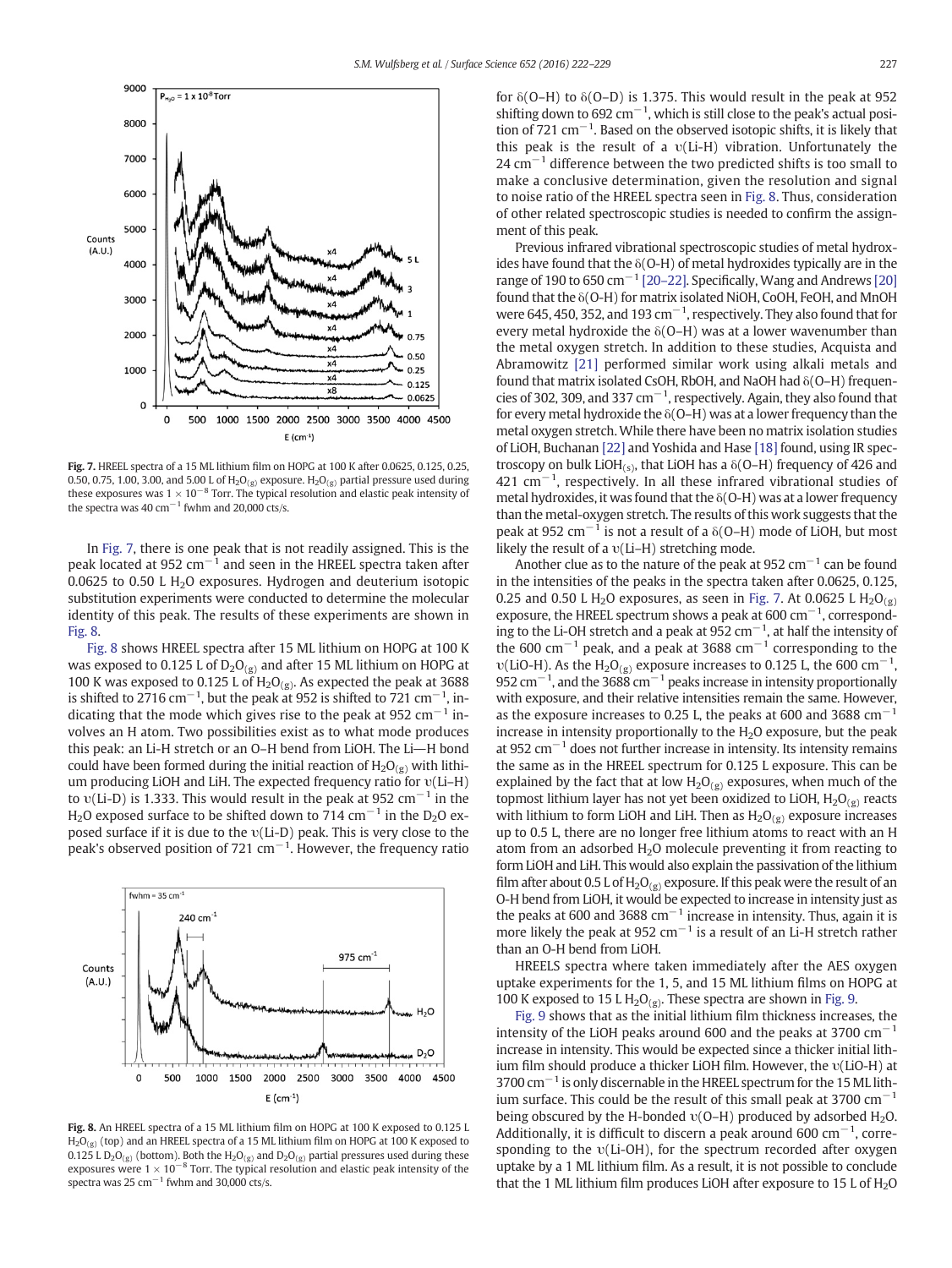Fig. 7. HREEL spectra of a 15 ML lithium film on HOPG at 100 K after 0.0625, 0.125, 0.25, 0.50, 0.75, 1.00, 3.00, and 5.00 L of $H_2O_{(g)}$ exposure. $H_2O_{(g)}$ partial pressure used during these exposures was $1 \times 10^{-8}$ Torr. The typical resolution and elastic peak intensity of the spectra was 40 $cm^{-1}$ fwhm and 20,000 cts/s.

In Fig. 7, there is one peak that is not readily assigned. This is the peak located at 952 $cm^{-1}$ and seen in the HREEL spectra taken after 0.0625 to 0.50 L $H_2O$ exposures. Hydrogen and deuterium isotopic substitution experiments were conducted to determine the molecular identity of this peak. The results of these experiments are shown in Fig. 8.

Fig. 8 shows HREEL spectra after 15 ML lithium on HOPG at 100 K was exposed to 0.125 L of $D_2O_{(g)}$ and after 15 ML lithium on HOPG at 100 K was exposed to 0.125 L of $H_2O_{(g)}$. As expected the peak at 3688 is shifted to 2716 $cm^{-1}$, but the peak at 952 is shifted to 721 $cm^{-1}$, indicating that the mode which gives rise to the peak at 952 $cm^{-1}$ involves an H atom. Two possibilities exist as to what mode produces this peak: an Li-H stretch or an O–H bend from LiOH. The Li—H bond could have been formed during the initial reaction of $H_2O_{(g)}$ with lithium producing LiOH and LiH. The expected frequency ratio for υ(Li–H) to υ(Li-D) is 1.333. This would result in the peak at 952 $cm^{-1}$ in the $H_2O$ exposed surface to be shifted down to 714 $cm^{-1}$ in the $D_2O$ exposed surface if it is due to the υ(Li-D) peak. This is very close to the peak's observed position of 721 $cm^{-1}$. However, the frequency ratio for δ(O–H) to δ(O–D) is 1.375. This would result in the peak at 952 shifting down to 692 $cm^{-1}$, which is still close to the peak's actual position of 721 $cm^{-1}$. Based on the observed isotopic shifts, it is likely that this peak is the result of a υ(Li-H) vibration. Unfortunately the 24 $cm^{-1}$ difference between the two predicted shifts is too small to make a conclusive determination, given the resolution and signal to noise ratio of the HREEL spectra seen in Fig. 8. Thus, consideration of other related spectroscopic studies is needed to confirm the assignment of this peak.

Fig. 8. An HREEL spectra of a 15 ML lithium film on HOPG at 100 K exposed to 0.125 L $H_2O_{(g)}$ (top) and an HREEL spectra of a 15 ML lithium film on HOPG at 100 K exposed to 0.125 L $D_2O_{(g)}$ (bottom). Both the $H_2O_{(g)}$ and $D_2O_{(g)}$ partial pressures used during these exposures were $1 \times 10^{-8}$ Torr. The typical resolution and elastic peak intensity of the spectra was 25 $cm^{-1}$ fwhm and 30,000 cts/s.

Previous infrared vibrational spectroscopic studies of metal hydroxides have found that the δ(O-H) of metal hydroxides typically are in the range of 190 to 650 $cm^{-1}$ [20–22]. Specifically, Wang and Andrews [20] found that the δ(O-H) for matrix isolated NiOH, CoOH, FeOH, and MnOH were 645, 450, 352, and 193 $cm^{-1}$, respectively. They also found that for every metal hydroxide the δ(O–H) was at a lower wavenumber than the metal oxygen stretch. In addition to these studies, Acquista and Abramowitz [21] performed similar work using alkali metals and found that matrix isolated CsOH, RbOH, and NaOH had δ(O–H) frequencies of 302, 309, and 337 $cm^{-1}$, respectively. Again, they also found that for every metal hydroxide the δ(O–H) was at a lower frequency than the metal oxygen stretch. While there have been no matrix isolation studies of LiOH, Buchanan [22] and Yoshida and Hase [18] found, using IR spectroscopy on bulk $LiOH_{(s)}$, that LiOH has a δ(O–H) frequency of 426 and 421 $cm^{-1}$, respectively. In all these infrared vibrational studies of metal hydroxides, it was found that the δ(O-H) was at a lower frequency than the metal-oxygen stretch. The results of this work suggests that the peak at 952 $cm^{-1}$ is not a result of a δ(O–H) mode of LiOH, but most likely the result of a υ(Li–H) stretching mode.

Another clue as to the nature of the peak at 952 $cm^{-1}$ can be found in the intensities of the peaks in the spectra taken after 0.0625, 0.125, 0.25 and 0.50 L $H_2O$ exposures, as seen in Fig. 7. At 0.0625 L $H_2O_{(g)}$ exposure, the HREEL spectrum shows a peak at 600 $cm^{-1}$, corresponding to the Li-OH stretch and a peak at 952 $cm^{-1}$, at half the intensity of the 600 $cm^{-1}$ peak, and a peak at 3688 $cm^{-1}$ corresponding to the υ(LiO-H). As the $H_2O_{(g)}$ exposure increases to 0.125 L, the 600 $cm^{-1}$, 952 $cm^{-1}$, and the 3688 $cm^{-1}$ peaks increase in intensity proportionally with exposure, and their relative intensities remain the same. However, as the exposure increases to 0.25 L, the peaks at 600 and 3688 $cm^{-1}$ increase in intensity proportionally to the $H_2O$ exposure, but the peak at 952 $cm^{-1}$ does not further increase in intensity. Its intensity remains the same as in the HREEL spectrum for 0.125 L exposure. This can be explained by the fact that at low $H_2O_{(g)}$ exposures, when much of the topmost lithium layer has not yet been oxidized to LiOH, $H_2O_{(g)}$ reacts with lithium to form LiOH and LiH. Then as $H_2O_{(g)}$ exposure increases up to 0.5 L, there are no longer free lithium atoms to react with an H atom from an adsorbed $H_2O$ molecule preventing it from reacting to form LiOH and LiH. This would also explain the passivation of the lithium film after about 0.5 L of $H_2O_{(g)}$ exposure. If this peak were the result of an O-H bend from LiOH, it would be expected to increase in intensity just as the peaks at 600 and 3688 $cm^{-1}$ increase in intensity. Thus, again it is more likely the peak at 952 $cm^{-1}$ is a result of an Li-H stretch rather than an O-H bend from LiOH.

HREELS spectra where taken immediately after the AES oxygen uptake experiments for the 1, 5, and 15 ML lithium films on HOPG at 100 K exposed to 15 L $H_2O_{(g)}$. These spectra are shown in Fig. 9.

Fig. 9 shows that as the initial lithium film thickness increases, the intensity of the LiOH peaks around 600 and the peaks at 3700 $cm^{-1}$ increase in intensity. This would be expected since a thicker initial lithium film should produce a thicker LiOH film. However, the υ(LiO-H) at 3700 $cm^{-1}$ is only discernable in the HREEL spectrum for the 15 ML lithium surface. This could be the result of this small peak at 3700 $cm^{-1}$ being obscured by the H-bonded υ(O–H) produced by adsorbed $H_2O$. Additionally, it is difficult to discern a peak around 600 $cm^{-1}$, corresponding to the υ(Li-OH), for the spectrum recorded after oxygen uptake by a 1 ML lithium film. As a result, it is not possible to conclude that the 1 ML lithium film produces LiOH after exposure to 15 L of $H_2O$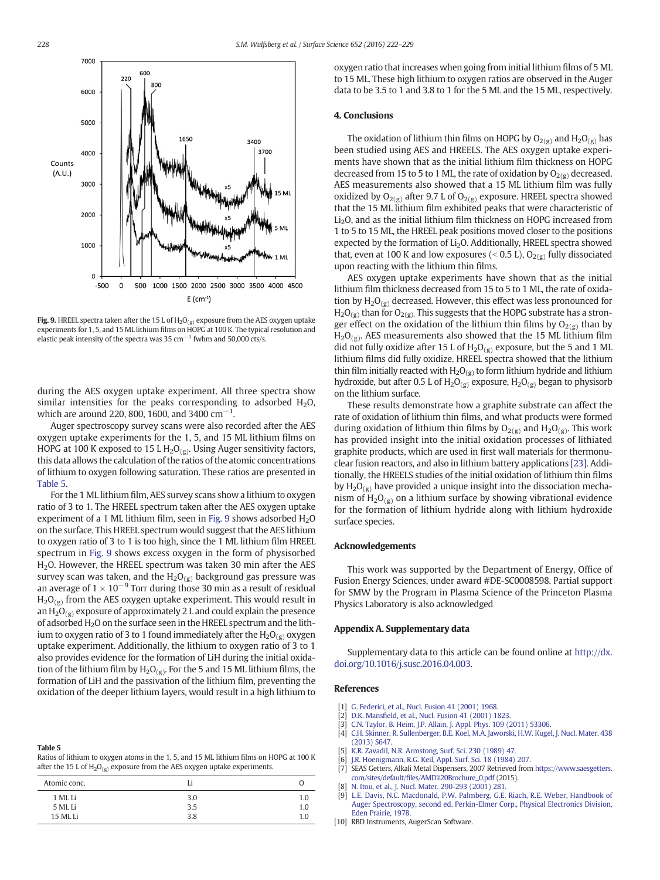Fig. 9. HREEL spectra taken after the 15 L of $H_2O_{(g)}$ exposure from the AES oxygen uptake experiments for 1, 5, and 15 ML lithium films on HOPG at 100 K. The typical resolution and elastic peak intensity of the spectra was 35 $cm^{-1}$ fwhm and 50,000 cts/s.

during the AES oxygen uptake experiment. All three spectra show similar intensities for the peaks corresponding to adsorbed $H_2O$, which are around 220, 800, 1600, and 3400 $cm^{-1}$.

Auger spectroscopy survey scans were also recorded after the AES oxygen uptake experiments for the 1, 5, and 15 ML lithium films on HOPG at 100 K exposed to 15 L $H_2O_{(g)}$. Using Auger sensitivity factors, this data allows the calculation of the ratios of the atomic concentrations of lithium to oxygen following saturation. These ratios are presented in Table 5.

For the 1 ML lithium film, AES survey scans show a lithium to oxygen ratio of 3 to 1. The HREEL spectrum taken after the AES oxygen uptake experiment of a 1 ML lithium film, seen in Fig. 9 shows adsorbed $H_2O$ on the surface. This HREEL spectrum would suggest that the AES lithium to oxygen ratio of 3 to 1 is too high, since the 1 ML lithium film HREEL spectrum in Fig. 9 shows excess oxygen in the form of physisorbed $H_2O$. However, the HREEL spectrum was taken 30 min after the AES survey scan was taken, and the $H_2O_{(g)}$ background gas pressure was an average of $1 \times 10^{-9}$ Torr during those 30 min as a result of residual $H_2O_{(g)}$ from the AES oxygen uptake experiment. This would result in an $H_2O_{(g)}$ exposure of approximately 2 L and could explain the presence of adsorbed $H_2O$ on the surface seen in the HREEL spectrum and the lithium to oxygen ratio of 3 to 1 found immediately after the $H_2O_{(g)}$ oxygen uptake experiment. Additionally, the lithium to oxygen ratio of 3 to 1 also provides evidence for the formation of LiH during the initial oxidation of the lithium film by $H_2O_{(g)}$. For the 5 and 15 ML lithium films, the formation of LiH and the passivation of the lithium film, preventing the oxidation of the deeper lithium layers, would result in a high lithium to oxygen ratio that increases when going from initial lithium films of 5 ML to 15 ML. These high lithium to oxygen ratios are observed in the Auger data to be 3.5 to 1 and 3.8 to 1 for the 5 ML and the 15 ML, respectively.

**Table 5**
Ratios of lithium to oxygen atoms in the 1, 5, and 15 ML lithium films on HOPG at 100 K after the 15 L of $H_2O_{(g)}$ exposure from the AES oxygen uptake experiments.

| Atomic conc. | Li | O |
|---|---|---|
| 1 ML Li | 3.0 | 1.0 |
| 5 ML Li | 3.5 | 1.0 |
| 15 ML Li | 3.8 | 1.0 |

## 4. Conclusions

The oxidation of lithium thin films on HOPG by $O_{2(g)}$ and $H_2O_{(g)}$ has been studied using AES and HREELS. The AES oxygen uptake experiments have shown that as the initial lithium film thickness on HOPG decreased from 15 to 5 to 1 ML, the rate of oxidation by $O_{2(g)}$ decreased. AES measurements also showed that a 15 ML lithium film was fully oxidized by $O_{2(g)}$ after 9.7 L of $O_{2(g)}$ exposure. HREEL spectra showed that the 15 ML lithium film exhibited peaks that were characteristic of $Li_2O$, and as the initial lithium film thickness on HOPG increased from 1 to 5 to 15 ML, the HREEL peak positions moved closer to the positions expected by the formation of $Li_2O$. Additionally, HREEL spectra showed that, even at 100 K and low exposures (< 0.5 L), $O_{2(g)}$ fully dissociated upon reacting with the lithium thin films.

AES oxygen uptake experiments have shown that as the initial lithium film thickness decreased from 15 to 5 to 1 ML, the rate of oxidation by $H_2O_{(g)}$ decreased. However, this effect was less pronounced for $H_2O_{(g)}$ than for $O_{2(g)}$. This suggests that the HOPG substrate has a stronger effect on the oxidation of the lithium thin films by $O_{2(g)}$ than by $H_2O_{(g)}$. AES measurements also showed that the 15 ML lithium film did not fully oxidize after 15 L of $H_2O_{(g)}$ exposure, but the 5 and 1 ML lithium films did fully oxidize. HREEL spectra showed that the lithium thin film initially reacted with $H_2O_{(g)}$ to form lithium hydride and lithium hydroxide, but after 0.5 L of $H_2O_{(g)}$ exposure, $H_2O_{(g)}$ began to physisorb on the lithium surface.

These results demonstrate how a graphite substrate can affect the rate of oxidation of lithium thin films, and what products were formed during oxidation of lithium thin films by $O_{2(g)}$ and $H_2O_{(g)}$. This work has provided insight into the initial oxidation processes of lithiated graphite products, which are used in first wall materials for thermonuclear fusion reactors, and also in lithium battery applications [23]. Additionally, the HREELS studies of the initial oxidation of lithium thin films by $H_2O_{(g)}$ have provided a unique insight into the dissociation mechanism of $H_2O_{(g)}$ on a lithium surface by showing vibrational evidence for the formation of lithium hydride along with lithium hydroxide surface species.

## Acknowledgements

This work was supported by the Department of Energy, Office of Fusion Energy Sciences, under award #DE-SC0008598. Partial support for SMW by the Program in Plasma Science of the Princeton Plasma Physics Laboratory is also acknowledged

## Appendix A. Supplementary data

Supplementary data to this article can be found online at http://dx.doi.org/10.1016/j.susc.2016.04.003.

## References

[1] G. Federici, et al., Nucl. Fusion 41 (2001) 1968.
[2] D.K. Mansfield, et al., Nucl. Fusion 41 (2001) 1823.
[3] C.N. Taylor, B. Heim, J.P. Allain, J. Appl. Phys. 109 (2011) 53306.
[4] C.H. Skinner, R. Sullenberger, B.E. Koel, M.A. Jaworski, H.W. Kugel, J. Nucl. Mater. 438 (2013) S647.
[5] K.R. Zavadil, N.R. Armstrong, Surf. Sci. 230 (1989) 47.
[6] J.R. Hoenigmann, R.G. Keil, Appl. Surf. Sci. 18 (1984) 207.
[7] SEAS Getters, Alkali Metal Dispensers, 2007 Retrieved from https://www.saesgetters.com/sites/default/files/AMD%20Brochure_0.pdf (2015).
[8] N. Itou, et al., J. Nucl. Mater. 290-293 (2001) 281.
[9] L.E. Davis, N.C. Macdonald, P.W. Palmberg, G.E. Riach, R.E. Weber, Handbook of Auger Spectroscopy, second ed. Perkin-Elmer Corp., Physical Electronics Division, Eden Prairie, 1978.
[10] RBD Instruments, AugerScan Software.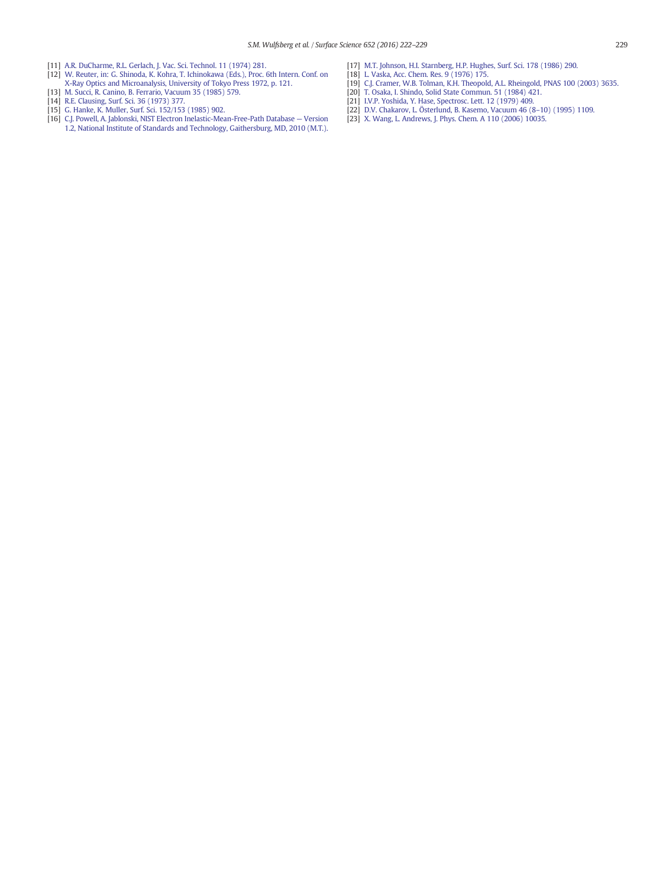[11] A.R. DuCharme, R.L. Gerlach, J. Vac. Sci. Technol. 11 (1974) 281.

[12] W. Reuter, in: G. Shinoda, K. Kohra, T. Ichinokawa (Eds.), Proc. 6th Intern. Conf. on X-Ray Optics and Microanalysis, University of Tokyo Press 1972, p. 121.

[13] M. Succi, R. Canino, B. Ferrario, Vacuum 35 (1985) 579.

[14] R.E. Clausing, Surf. Sci. 36 (1973) 377.

[15] G. Hanke, K. Muller, Surf. Sci. 152/153 (1985) 902.

[16] C.J. Powell, A. Jablonski, NIST Electron Inelastic-Mean-Free-Path Database — Version 1.2, National Institute of Standards and Technology, Gaithersburg, MD, 2010 (M.T.).

[17] M.T. Johnson, H.I. Starnberg, H.P. Hughes, Surf. Sci. 178 (1986) 290.

[18] L. Vaska, Acc. Chem. Res. 9 (1976) 175.

[19] C.J. Cramer, W.B. Tolman, K.H. Theopold, A.L. Rheingold, PNAS 100 (2003) 3635.

[20] T. Osaka, I. Shindo, Solid State Commun. 51 (1984) 421.

[21] I.V.P. Yoshida, Y. Hase, Spectrosc. Lett. 12 (1979) 409.

[22] D.V. Chakarov, L. Österlund, B. Kasemo, Vacuum 46 (8–10) (1995) 1109.

[23] X. Wang, L. Andrews, J. Phys. Chem. A 110 (2006) 10035.